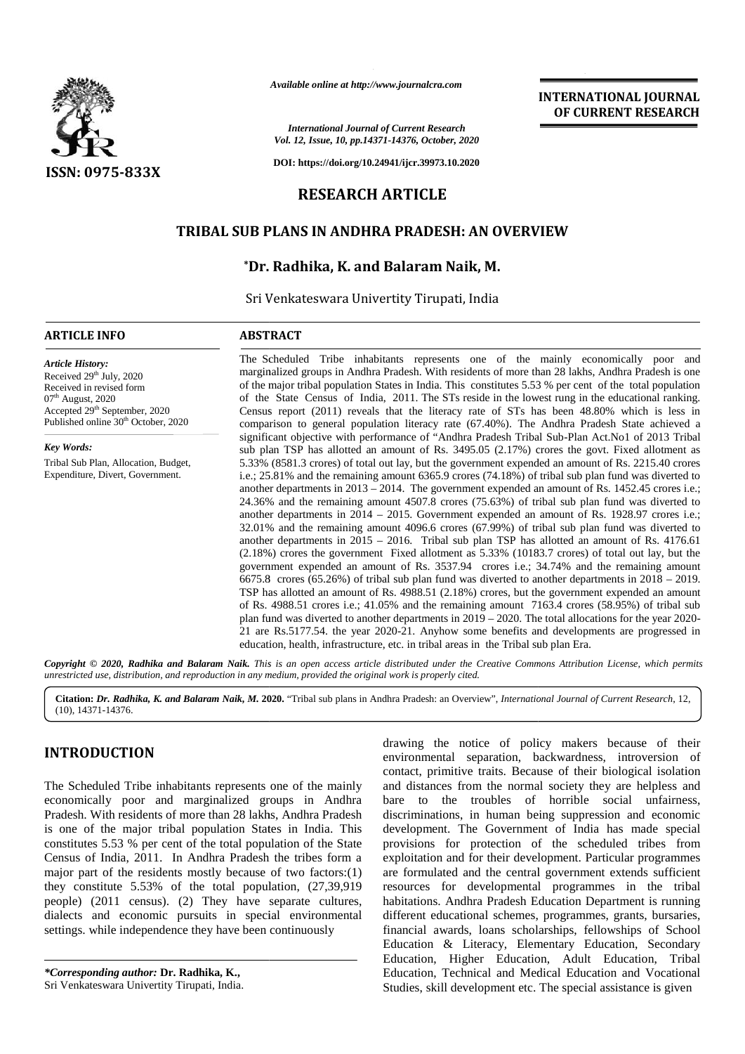*Available online at http://www.journalcra.com*

*International Journal of Current Research*
*Vol. 12, Issue, 10, pp.14371-14376, October, 2020*

**DOI: https://doi.org/10.24941/ijcr.39973.10.2020**

**INTERNATIONAL JOURNAL OF CURRENT RESEARCH**

**ISSN: 0975-833X**

## RESEARCH ARTICLE

# TRIBAL SUB PLANS IN ANDHRA PRADESH: AN OVERVIEW

**\*Dr. Radhika, K. and Balaram Naik, M.**

Sri Venkateswara Univertity Tirupati, India

### ARTICLE INFO

*Article History:*
Received 29th July, 2020
Received in revised form
07th August, 2020
Accepted 29th September, 2020
Published online 30th October, 2020

*Key Words:*
Tribal Sub Plan, Allocation, Budget, Expenditure, Divert, Government.

### ABSTRACT

The Scheduled Tribe inhabitants represents one of the mainly economically poor and marginalized groups in Andhra Pradesh. With residents of more than 28 lakhs, Andhra Pradesh is one of the major tribal population States in India. This constitutes 5.53 % per cent of the total population of the State Census of India, 2011. The STs reside in the lowest rung in the educational ranking. Census report (2011) reveals that the literacy rate of STs has been 48.80% which is less in comparison to general population literacy rate (67.40%). The Andhra Pradesh State achieved a significant objective with performance of "Andhra Pradesh Tribal Sub-Plan Act.No1 of 2013 Tribal sub plan TSP has allotted an amount of Rs. 3495.05 (2.17%) crores the govt. Fixed allotment as 5.33% (8581.3 crores) of total out lay, but the government expended an amount of Rs. 2215.40 crores i.e.; 25.81% and the remaining amount 6365.9 crores (74.18%) of tribal sub plan fund was diverted to another departments in 2013 – 2014. The government expended an amount of Rs. 1452.45 crores i.e.; 24.36% and the remaining amount 4507.8 crores (75.63%) of tribal sub plan fund was diverted to another departments in 2014 – 2015. Government expended an amount of Rs. 1928.97 crores i.e.; 32.01% and the remaining amount 4096.6 crores (67.99%) of tribal sub plan fund was diverted to another departments in 2015 – 2016. Tribal sub plan TSP has allotted an amount of Rs. 4176.61 (2.18%) crores the government Fixed allotment as 5.33% (10183.7 crores) of total out lay, but the government expended an amount of Rs. 3537.94 crores i.e.; 34.74% and the remaining amount 6675.8 crores (65.26%) of tribal sub plan fund was diverted to another departments in 2018 – 2019. TSP has allotted an amount of Rs. 4988.51 (2.18%) crores, but the government expended an amount of Rs. 4988.51 crores i.e.; 41.05% and the remaining amount 7163.4 crores (58.95%) of tribal sub plan fund was diverted to another departments in 2019 – 2020. The total allocations for the year 2020-21 are Rs.5177.54. the year 2020-21. Anyhow some benefits and developments are progressed in education, health, infrastructure, etc. in tribal areas in the Tribal sub plan Era.

***Copyright © 2020, Radhika and Balaram Naik.*** *This is an open access article distributed under the Creative Commons Attribution License, which permits unrestricted use, distribution, and reproduction in any medium, provided the original work is properly cited.*

**Citation:** ***Dr. Radhika, K. and Balaram Naik, M.*** **2020.** "Tribal sub plans in Andhra Pradesh: an Overview", *International Journal of Current Research*, 12, (10), 14371-14376.

## INTRODUCTION

The Scheduled Tribe inhabitants represents one of the mainly economically poor and marginalized groups in Andhra Pradesh. With residents of more than 28 lakhs, Andhra Pradesh is one of the major tribal population States in India. This constitutes 5.53 % per cent of the total population of the State Census of India, 2011. In Andhra Pradesh the tribes form a major part of the residents mostly because of two factors:(1) they constitute 5.53% of the total population, (27,39,919 people) (2011 census). (2) They have separate cultures, dialects and economic pursuits in special environmental settings. while independence they have been continuously drawing the notice of policy makers because of their environmental separation, backwardness, introversion of contact, primitive traits. Because of their biological isolation and distances from the normal society they are helpless and bare to the troubles of horrible social unfairness, discriminations, in human being suppression and economic development. The Government of India has made special provisions for protection of the scheduled tribes from exploitation and for their development. Particular programmes are formulated and the central government extends sufficient resources for developmental programmes in the tribal habitations. Andhra Pradesh Education Department is running different educational schemes, programmes, grants, bursaries, financial awards, loans scholarships, fellowships of School Education & Literacy, Elementary Education, Secondary Education, Higher Education, Adult Education, Tribal Education, Technical and Medical Education and Vocational Studies, skill development etc. The special assistance is given

*\*Corresponding author:* **Dr. Radhika, K.,**
Sri Venkateswara Univertity Tirupati, India.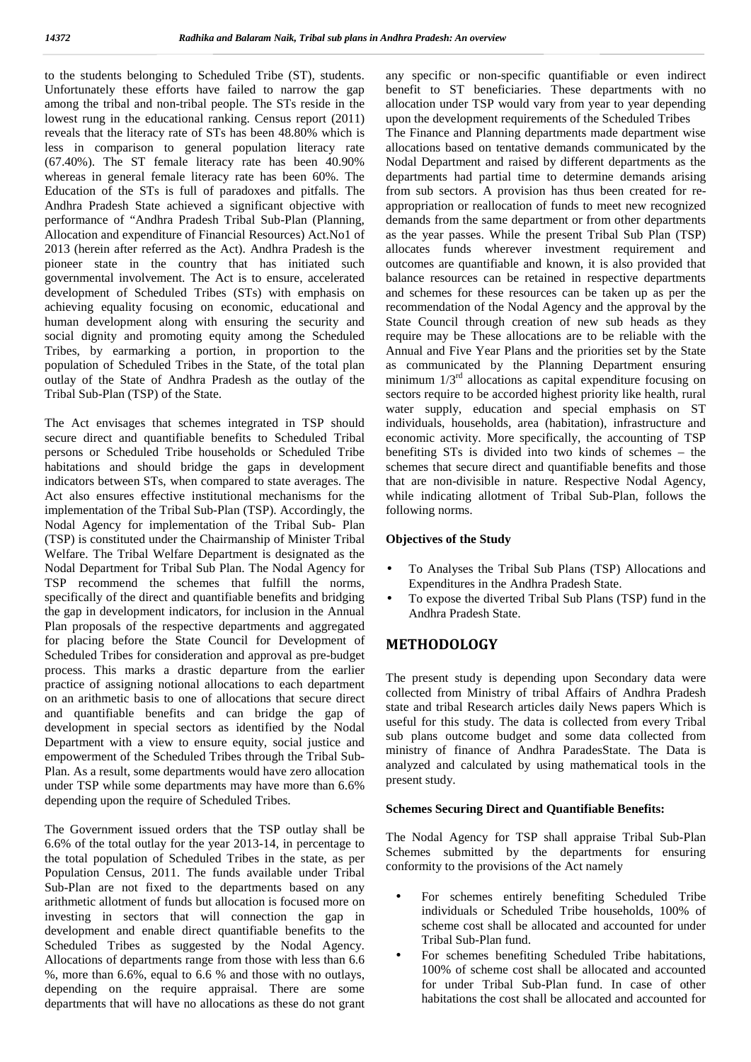to the students belonging to Scheduled Tribe (ST), students. Unfortunately these efforts have failed to narrow the gap among the tribal and non-tribal people. The STs reside in the lowest rung in the educational ranking. Census report (2011) reveals that the literacy rate of STs has been 48.80% which is less in comparison to general population literacy rate (67.40%). The ST female literacy rate has been 40.90% whereas in general female literacy rate has been 60%. The Education of the STs is full of paradoxes and pitfalls. The Andhra Pradesh State achieved a significant objective with performance of "Andhra Pradesh Tribal Sub-Plan (Planning, Allocation and expenditure of Financial Resources) Act.No1 of 2013 (herein after referred as the Act). Andhra Pradesh is the pioneer state in the country that has initiated such governmental involvement. The Act is to ensure, accelerated development of Scheduled Tribes (STs) with emphasis on achieving equality focusing on economic, educational and human development along with ensuring the security and social dignity and promoting equity among the Scheduled Tribes, by earmarking a portion, in proportion to the population of Scheduled Tribes in the State, of the total plan outlay of the State of Andhra Pradesh as the outlay of the Tribal Sub-Plan (TSP) of the State.

The Act envisages that schemes integrated in TSP should secure direct and quantifiable benefits to Scheduled Tribal persons or Scheduled Tribe households or Scheduled Tribe habitations and should bridge the gaps in development indicators between STs, when compared to state averages. The Act also ensures effective institutional mechanisms for the implementation of the Tribal Sub-Plan (TSP). Accordingly, the Nodal Agency for implementation of the Tribal Sub- Plan (TSP) is constituted under the Chairmanship of Minister Tribal Welfare. The Tribal Welfare Department is designated as the Nodal Department for Tribal Sub Plan. The Nodal Agency for TSP recommend the schemes that fulfill the norms, specifically of the direct and quantifiable benefits and bridging the gap in development indicators, for inclusion in the Annual Plan proposals of the respective departments and aggregated for placing before the State Council for Development of Scheduled Tribes for consideration and approval as pre-budget process. This marks a drastic departure from the earlier practice of assigning notional allocations to each department on an arithmetic basis to one of allocations that secure direct and quantifiable benefits and can bridge the gap of development in special sectors as identified by the Nodal Department with a view to ensure equity, social justice and empowerment of the Scheduled Tribes through the Tribal Sub-Plan. As a result, some departments would have zero allocation under TSP while some departments may have more than 6.6% depending upon the require of Scheduled Tribes.

The Government issued orders that the TSP outlay shall be 6.6% of the total outlay for the year 2013-14, in percentage to the total population of Scheduled Tribes in the state, as per Population Census, 2011. The funds available under Tribal Sub-Plan are not fixed to the departments based on any arithmetic allotment of funds but allocation is focused more on investing in sectors that will connection the gap in development and enable direct quantifiable benefits to the Scheduled Tribes as suggested by the Nodal Agency. Allocations of departments range from those with less than 6.6 %, more than 6.6%, equal to 6.6 % and those with no outlays, depending on the require appraisal. There are some departments that will have no allocations as these do not grant any specific or non-specific quantifiable or even indirect benefit to ST beneficiaries. These departments with no allocation under TSP would vary from year to year depending upon the development requirements of the Scheduled Tribes

The Finance and Planning departments made department wise allocations based on tentative demands communicated by the Nodal Department and raised by different departments as the departments had partial time to determine demands arising from sub sectors. A provision has thus been created for re-appropriation or reallocation of funds to meet new recognized demands from the same department or from other departments as the year passes. While the present Tribal Sub Plan (TSP) allocates funds wherever investment requirement and outcomes are quantifiable and known, it is also provided that balance resources can be retained in respective departments and schemes for these resources can be taken up as per the recommendation of the Nodal Agency and the approval by the State Council through creation of new sub heads as they require may be These allocations are to be reliable with the Annual and Five Year Plans and the priorities set by the State as communicated by the Planning Department ensuring minimum 1/3rd allocations as capital expenditure focusing on sectors require to be accorded highest priority like health, rural water supply, education and special emphasis on ST individuals, households, area (habitation), infrastructure and economic activity. More specifically, the accounting of TSP benefiting STs is divided into two kinds of schemes – the schemes that secure direct and quantifiable benefits and those that are non-divisible in nature. Respective Nodal Agency, while indicating allotment of Tribal Sub-Plan, follows the following norms.

**Objectives of the Study**

- To Analyses the Tribal Sub Plans (TSP) Allocations and Expenditures in the Andhra Pradesh State.
- To expose the diverted Tribal Sub Plans (TSP) fund in the Andhra Pradesh State.

## METHODOLOGY

The present study is depending upon Secondary data were collected from Ministry of tribal Affairs of Andhra Pradesh state and tribal Research articles daily News papers Which is useful for this study. The data is collected from every Tribal sub plans outcome budget and some data collected from ministry of finance of Andhra ParadesState. The Data is analyzed and calculated by using mathematical tools in the present study.

**Schemes Securing Direct and Quantifiable Benefits:**

The Nodal Agency for TSP shall appraise Tribal Sub-Plan Schemes submitted by the departments for ensuring conformity to the provisions of the Act namely

- For schemes entirely benefiting Scheduled Tribe individuals or Scheduled Tribe households, 100% of scheme cost shall be allocated and accounted for under Tribal Sub-Plan fund.
- For schemes benefiting Scheduled Tribe habitations, 100% of scheme cost shall be allocated and accounted for under Tribal Sub-Plan fund. In case of other habitations the cost shall be allocated and accounted for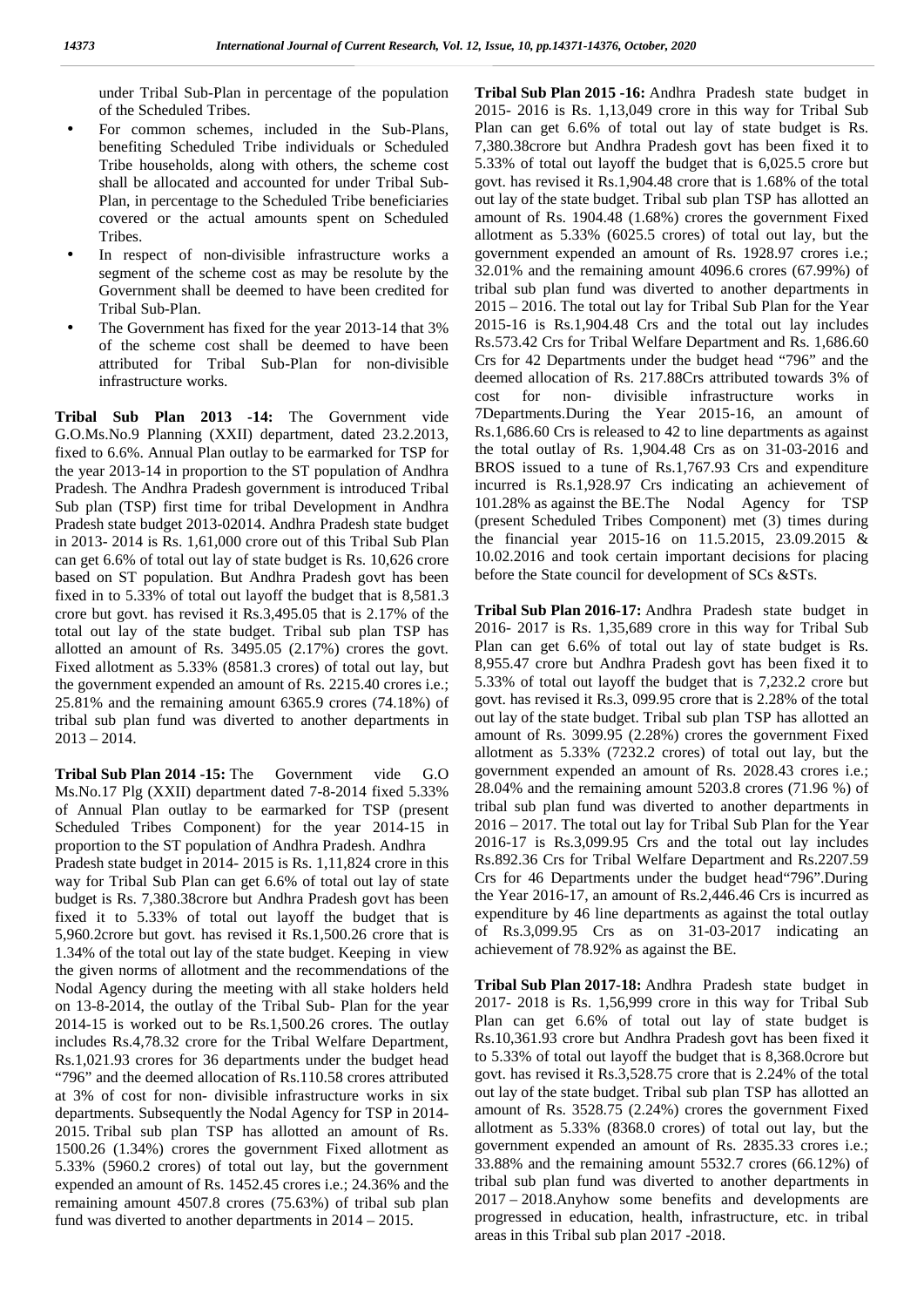under Tribal Sub-Plan in percentage of the population of the Scheduled Tribes.

- For common schemes, included in the Sub-Plans, benefiting Scheduled Tribe individuals or Scheduled Tribe households, along with others, the scheme cost shall be allocated and accounted for under Tribal Sub-Plan, in percentage to the Scheduled Tribe beneficiaries covered or the actual amounts spent on Scheduled Tribes.
- In respect of non-divisible infrastructure works a segment of the scheme cost as may be resolute by the Government shall be deemed to have been credited for Tribal Sub-Plan.
- The Government has fixed for the year 2013-14 that 3% of the scheme cost shall be deemed to have been attributed for Tribal Sub-Plan for non-divisible infrastructure works.

**Tribal Sub Plan 2013 -14:** The Government vide G.O.Ms.No.9 Planning (XXII) department, dated 23.2.2013, fixed to 6.6%. Annual Plan outlay to be earmarked for TSP for the year 2013-14 in proportion to the ST population of Andhra Pradesh. The Andhra Pradesh government is introduced Tribal Sub plan (TSP) first time for tribal Development in Andhra Pradesh state budget 2013-02014. Andhra Pradesh state budget in 2013- 2014 is Rs. 1,61,000 crore out of this Tribal Sub Plan can get 6.6% of total out lay of state budget is Rs. 10,626 crore based on ST population. But Andhra Pradesh govt has been fixed in to 5.33% of total out layoff the budget that is 8,581.3 crore but govt. has revised it Rs.3,495.05 that is 2.17% of the total out lay of the state budget. Tribal sub plan TSP has allotted an amount of Rs. 3495.05 (2.17%) crores the govt. Fixed allotment as 5.33% (8581.3 crores) of total out lay, but the government expended an amount of Rs. 2215.40 crores i.e.; 25.81% and the remaining amount 6365.9 crores (74.18%) of tribal sub plan fund was diverted to another departments in 2013 – 2014.

**Tribal Sub Plan 2014 -15:** The Government vide G.O Ms.No.17 Plg (XXII) department dated 7-8-2014 fixed 5.33% of Annual Plan outlay to be earmarked for TSP (present Scheduled Tribes Component) for the year 2014-15 in proportion to the ST population of Andhra Pradesh. Andhra Pradesh state budget in 2014- 2015 is Rs. 1,11,824 crore in this way for Tribal Sub Plan can get 6.6% of total out lay of state budget is Rs. 7,380.38crore but Andhra Pradesh govt has been fixed it to 5.33% of total out layoff the budget that is 5,960.2crore but govt. has revised it Rs.1,500.26 crore that is 1.34% of the total out lay of the state budget. Keeping in view the given norms of allotment and the recommendations of the Nodal Agency during the meeting with all stake holders held on 13-8-2014, the outlay of the Tribal Sub- Plan for the year 2014-15 is worked out to be Rs.1,500.26 crores. The outlay includes Rs.4,78.32 crore for the Tribal Welfare Department, Rs.1,021.93 crores for 36 departments under the budget head "796" and the deemed allocation of Rs.110.58 crores attributed at 3% of cost for non- divisible infrastructure works in six departments. Subsequently the Nodal Agency for TSP in 2014-2015. Tribal sub plan TSP has allotted an amount of Rs. 1500.26 (1.34%) crores the government Fixed allotment as 5.33% (5960.2 crores) of total out lay, but the government expended an amount of Rs. 1452.45 crores i.e.; 24.36% and the remaining amount 4507.8 crores (75.63%) of tribal sub plan fund was diverted to another departments in 2014 – 2015.

**Tribal Sub Plan 2015 -16:** Andhra Pradesh state budget in 2015- 2016 is Rs. 1,13,049 crore in this way for Tribal Sub Plan can get 6.6% of total out lay of state budget is Rs. 7,380.38crore but Andhra Pradesh govt has been fixed it to 5.33% of total out layoff the budget that is 6,025.5 crore but govt. has revised it Rs.1,904.48 crore that is 1.68% of the total out lay of the state budget. Tribal sub plan TSP has allotted an amount of Rs. 1904.48 (1.68%) crores the government Fixed allotment as 5.33% (6025.5 crores) of total out lay, but the government expended an amount of Rs. 1928.97 crores i.e.; 32.01% and the remaining amount 4096.6 crores (67.99%) of tribal sub plan fund was diverted to another departments in 2015 – 2016. The total out lay for Tribal Sub Plan for the Year 2015-16 is Rs.1,904.48 Crs and the total out lay includes Rs.573.42 Crs for Tribal Welfare Department and Rs. 1,686.60 Crs for 42 Departments under the budget head "796" and the deemed allocation of Rs. 217.88Crs attributed towards 3% of cost for non- divisible infrastructure works in 7Departments.During the Year 2015-16, an amount of Rs.1,686.60 Crs is released to 42 to line departments as against the total outlay of Rs. 1,904.48 Crs as on 31-03-2016 and BROS issued to a tune of Rs.1,767.93 Crs and expenditure incurred is Rs.1,928.97 Crs indicating an achievement of 101.28% as against the BE.The Nodal Agency for TSP (present Scheduled Tribes Component) met (3) times during the financial year 2015-16 on 11.5.2015, 23.09.2015 & 10.02.2016 and took certain important decisions for placing before the State council for development of SCs &STs.

**Tribal Sub Plan 2016-17:** Andhra Pradesh state budget in 2016- 2017 is Rs. 1,35,689 crore in this way for Tribal Sub Plan can get 6.6% of total out lay of state budget is Rs. 8,955.47 crore but Andhra Pradesh govt has been fixed it to 5.33% of total out layoff the budget that is 7,232.2 crore but govt. has revised it Rs.3, 099.95 crore that is 2.28% of the total out lay of the state budget. Tribal sub plan TSP has allotted an amount of Rs. 3099.95 (2.28%) crores the government Fixed allotment as 5.33% (7232.2 crores) of total out lay, but the government expended an amount of Rs. 2028.43 crores i.e.; 28.04% and the remaining amount 5203.8 crores (71.96 %) of tribal sub plan fund was diverted to another departments in 2016 – 2017. The total out lay for Tribal Sub Plan for the Year 2016-17 is Rs.3,099.95 Crs and the total out lay includes Rs.892.36 Crs for Tribal Welfare Department and Rs.2207.59 Crs for 46 Departments under the budget head"796".During the Year 2016-17, an amount of Rs.2,446.46 Crs is incurred as expenditure by 46 line departments as against the total outlay of Rs.3,099.95 Crs as on 31-03-2017 indicating an achievement of 78.92% as against the BE.

**Tribal Sub Plan 2017-18:** Andhra Pradesh state budget in 2017- 2018 is Rs. 1,56,999 crore in this way for Tribal Sub Plan can get 6.6% of total out lay of state budget is Rs.10,361.93 crore but Andhra Pradesh govt has been fixed it to 5.33% of total out layoff the budget that is 8,368.0crore but govt. has revised it Rs.3,528.75 crore that is 2.24% of the total out lay of the state budget. Tribal sub plan TSP has allotted an amount of Rs. 3528.75 (2.24%) crores the government Fixed allotment as 5.33% (8368.0 crores) of total out lay, but the government expended an amount of Rs. 2835.33 crores i.e.; 33.88% and the remaining amount 5532.7 crores (66.12%) of tribal sub plan fund was diverted to another departments in 2017 – 2018.Anyhow some benefits and developments are progressed in education, health, infrastructure, etc. in tribal areas in this Tribal sub plan 2017 -2018.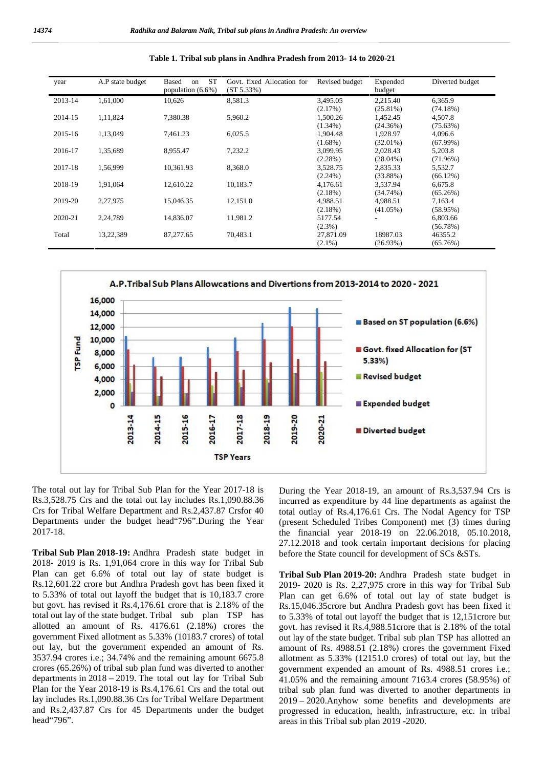**Table 1. Tribal sub plans in Andhra Pradesh from 2013- 14 to 2020-21**

| year | A.P state budget | Based on ST population (6.6%) | Govt. fixed Allocation for (ST 5.33%) | Revised budget | Expended budget | Diverted budget |
|---|---|---|---|---|---|---|
| 2013-14 | 1,61,000 | 10,626 | 8,581.3 | 3,495.05 (2.17%) | 2,215.40 (25.81%) | 6,365.9 (74.18%) |
| 2014-15 | 1,11,824 | 7,380.38 | 5,960.2 | 1,500.26 (1.34%) | 1,452.45 (24.36%) | 4,507.8 (75.63%) |
| 2015-16 | 1,13,049 | 7,461.23 | 6,025.5 | 1,904.48 (1.68%) | 1,928.97 (32.01%) | 4,096.6 (67.99%) |
| 2016-17 | 1,35,689 | 8,955.47 | 7,232.2 | 3,099.95 (2.28%) | 2,028.43 (28.04%) | 5,203.8 (71.96%) |
| 2017-18 | 1,56,999 | 10,361.93 | 8,368.0 | 3,528.75 (2.24%) | 2,835.33 (33.88%) | 5,532.7 (66.12%) |
| 2018-19 | 1,91,064 | 12,610.22 | 10,183.7 | 4,176.61 (2.18%) | 3,537.94 (34.74%) | 6,675.8 (65.26%) |
| 2019-20 | 2,27,975 | 15,046.35 | 12,151.0 | 4,988.51 (2.18%) | 4,988.51 (41.05%) | 7,163.4 (58.95%) |
| 2020-21 | 2,24,789 | 14,836.07 | 11,981.2 | 5177.54 (2.3%) | - | 6,803.66 (56.78%) |
| Total | 13,22,389 | 87,277.65 | 70,483.1 | 27,871.09 (2.1%) | 18987.03 (26.93%) | 46355.2 (65.76%) |

The total out lay for Tribal Sub Plan for the Year 2017-18 is Rs.3,528.75 Crs and the total out lay includes Rs.1,090.88.36 Crs for Tribal Welfare Department and Rs.2,437.87 Crsfor 40 Departments under the budget head"796".During the Year 2017-18.

**Tribal Sub Plan 2018-19:** Andhra Pradesh state budget in 2018- 2019 is Rs. 1,91,064 crore in this way for Tribal Sub Plan can get 6.6% of total out lay of state budget is Rs.12,601.22 crore but Andhra Pradesh govt has been fixed it to 5.33% of total out layoff the budget that is 10,183.7 crore but govt. has revised it Rs.4,176.61 crore that is 2.18% of the total out lay of the state budget. Tribal sub plan TSP has allotted an amount of Rs. 4176.61 (2.18%) crores the government Fixed allotment as 5.33% (10183.7 crores) of total out lay, but the government expended an amount of Rs. 3537.94 crores i.e.; 34.74% and the remaining amount 6675.8 crores (65.26%) of tribal sub plan fund was diverted to another departments in 2018 – 2019. The total out lay for Tribal Sub Plan for the Year 2018-19 is Rs.4,176.61 Crs and the total out lay includes Rs.1,090.88.36 Crs for Tribal Welfare Department and Rs.2,437.87 Crs for 45 Departments under the budget head"796".

During the Year 2018-19, an amount of Rs.3,537.94 Crs is incurred as expenditure by 44 line departments as against the total outlay of Rs.4,176.61 Crs. The Nodal Agency for TSP (present Scheduled Tribes Component) met (3) times during the financial year 2018-19 on 22.06.2018, 05.10.2018, 27.12.2018 and took certain important decisions for placing before the State council for development of SCs &STs.

**Tribal Sub Plan 2019-20:** Andhra Pradesh state budget in 2019- 2020 is Rs. 2,27,975 crore in this way for Tribal Sub Plan can get 6.6% of total out lay of state budget is Rs.15,046.35crore but Andhra Pradesh govt has been fixed it to 5.33% of total out layoff the budget that is 12,151crore but govt. has revised it Rs.4,988.51crore that is 2.18% of the total out lay of the state budget. Tribal sub plan TSP has allotted an amount of Rs. 4988.51 (2.18%) crores the government Fixed allotment as 5.33% (12151.0 crores) of total out lay, but the government expended an amount of Rs. 4988.51 crores i.e.; 41.05% and the remaining amount 7163.4 crores (58.95%) of tribal sub plan fund was diverted to another departments in 2019 – 2020.Anyhow some benefits and developments are progressed in education, health, infrastructure, etc. in tribal areas in this Tribal sub plan 2019 -2020.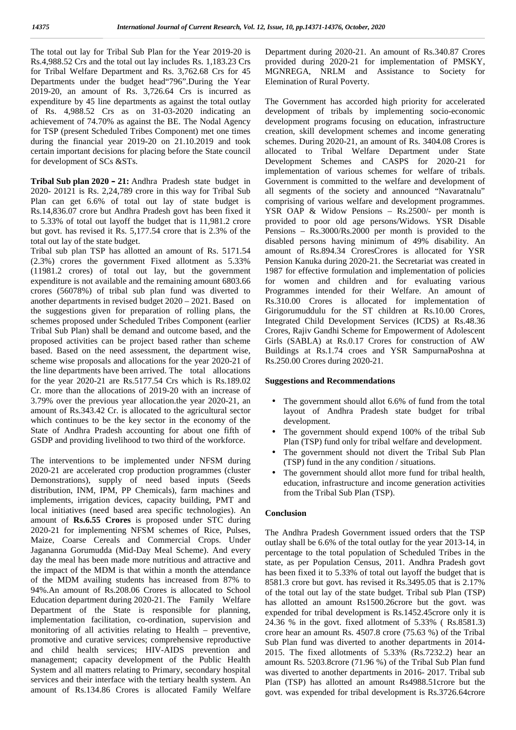The total out lay for Tribal Sub Plan for the Year 2019-20 is Rs.4,988.52 Crs and the total out lay includes Rs. 1,183.23 Crs for Tribal Welfare Department and Rs. 3,762.68 Crs for 45 Departments under the budget head"796".During the Year 2019-20, an amount of Rs. 3,726.64 Crs is incurred as expenditure by 45 line departments as against the total outlay of Rs. 4,988.52 Crs as on 31-03-2020 indicating an achievement of 74.70% as against the BE. The Nodal Agency for TSP (present Scheduled Tribes Component) met one times during the financial year 2019-20 on 21.10.2019 and took certain important decisions for placing before the State council for development of SCs &STs.

**Tribal Sub plan 2020 – 21:** Andhra Pradesh state budget in 2020- 20121 is Rs. 2,24,789 crore in this way for Tribal Sub Plan can get 6.6% of total out lay of state budget is Rs.14,836.07 crore but Andhra Pradesh govt has been fixed it to 5.33% of total out layoff the budget that is 11,981.2 crore but govt. has revised it Rs. 5,177.54 crore that is 2.3% of the total out lay of the state budget.

Tribal sub plan TSP has allotted an amount of Rs. 5171.54 (2.3%) crores the government Fixed allotment as 5.33% (11981.2 crores) of total out lay, but the government expenditure is not available and the remaining amount 6803.66 crores (56078%) of tribal sub plan fund was diverted to another departments in revised budget 2020 – 2021. Based on the suggestions given for preparation of rolling plans, the schemes proposed under Scheduled Tribes Component (earlier Tribal Sub Plan) shall be demand and outcome based, and the proposed activities can be project based rather than scheme based. Based on the need assessment, the department wise, scheme wise proposals and allocations for the year 2020-21 of the line departments have been arrived. The total allocations for the year 2020-21 are Rs.5177.54 Crs which is Rs.189.02 Cr. more than the allocations of 2019-20 with an increase of 3.79% over the previous year allocation.the year 2020-21, an amount of Rs.343.42 Cr. is allocated to the agricultural sector which continues to be the key sector in the economy of the State of Andhra Pradesh accounting for about one fifth of GSDP and providing livelihood to two third of the workforce.

The interventions to be implemented under NFSM during 2020-21 are accelerated crop production programmes (cluster Demonstrations), supply of need based inputs (Seeds distribution, INM, IPM, PP Chemicals), farm machines and implements, irrigation devices, capacity building, PMT and local initiatives (need based area specific technologies). An amount of **Rs.6.55 Crores** is proposed under STC during 2020-21 for implementing NFSM schemes of Rice, Pulses, Maize, Coarse Cereals and Commercial Crops. Under Jagananna Gorumudda (Mid-Day Meal Scheme). And every day the meal has been made more nutritious and attractive and the impact of the MDM is that within a month the attendance of the MDM availing students has increased from 87% to 94%.An amount of Rs.208.06 Crores is allocated to School Education department during 2020-21. The Family Welfare Department of the State is responsible for planning, implementation facilitation, co-ordination, supervision and monitoring of all activities relating to Health – preventive, promotive and curative services; comprehensive reproductive and child health services; HIV-AIDS prevention and management; capacity development of the Public Health System and all matters relating to Primary, secondary hospital services and their interface with the tertiary health system. An amount of Rs.134.86 Crores is allocated Family Welfare Department during 2020-21. An amount of Rs.340.87 Crores provided during 2020-21 for implementation of PMSKY, MGNREGA, NRLM and Assistance to Society for Elemination of Rural Poverty.

The Government has accorded high priority for accelerated development of tribals by implementing socio-economic development programs focusing on education, infrastructure creation, skill development schemes and income generating schemes. During 2020-21, an amount of Rs. 3404.08 Crores is allocated to Tribal Welfare Department under State Development Schemes and CASPS for 2020-21 for implementation of various schemes for welfare of tribals. Government is committed to the welfare and development of all segments of the society and announced "Navaratnalu" comprising of various welfare and development programmes. YSR OAP & Widow Pensions – Rs.2500/- per month is provided to poor old age persons/Widows. YSR Disable Pensions – Rs.3000/Rs.2000 per month is provided to the disabled persons having minimum of 49% disability. An amount of Rs.894.34 CroresCrores is allocated for YSR Pension Kanuka during 2020-21. the Secretariat was created in 1987 for effective formulation and implementation of policies for women and children and for evaluating various Programmes intended for their Welfare. An amount of Rs.310.00 Crores is allocated for implementation of Girigorumuddulu for the ST children at Rs.10.00 Crores, Integrated Child Development Services (ICDS) at Rs.48.36 Crores, Rajiv Gandhi Scheme for Empowerment of Adolescent Girls (SABLA) at Rs.0.17 Crores for construction of AW Buildings at Rs.1.74 croes and YSR SampurnaPoshna at Rs.250.00 Crores during 2020-21.

## Suggestions and Recommendations

- The government should allot 6.6% of fund from the total layout of Andhra Pradesh state budget for tribal development.
- The government should expend 100% of the tribal Sub Plan (TSP) fund only for tribal welfare and development.
- The government should not divert the Tribal Sub Plan (TSP) fund in the any condition / situations.
- The government should allot more fund for tribal health, education, infrastructure and income generation activities from the Tribal Sub Plan (TSP).

## Conclusion

The Andhra Pradesh Government issued orders that the TSP outlay shall be 6.6% of the total outlay for the year 2013-14, in percentage to the total population of Scheduled Tribes in the state, as per Population Census, 2011. Andhra Pradesh govt has been fixed it to 5.33% of total out layoff the budget that is 8581.3 crore but govt. has revised it Rs.3495.05 that is 2.17% of the total out lay of the state budget. Tribal sub Plan (TSP) has allotted an amount Rs1500.26crore but the govt. was expended for tribal development is Rs.1452.45crore only it is 24.36 % in the govt. fixed allotment of 5.33% ( Rs.8581.3) crore hear an amount Rs. 4507.8 crore (75.63 %) of the Tribal Sub Plan fund was diverted to another departments in 2014-2015. The fixed allotments of 5.33% (Rs.7232.2) hear an amount Rs. 5203.8crore (71.96 %) of the Tribal Sub Plan fund was diverted to another departments in 2016- 2017. Tribal sub Plan (TSP) has allotted an amount Rs4988.51crore but the govt. was expended for tribal development is Rs.3726.64crore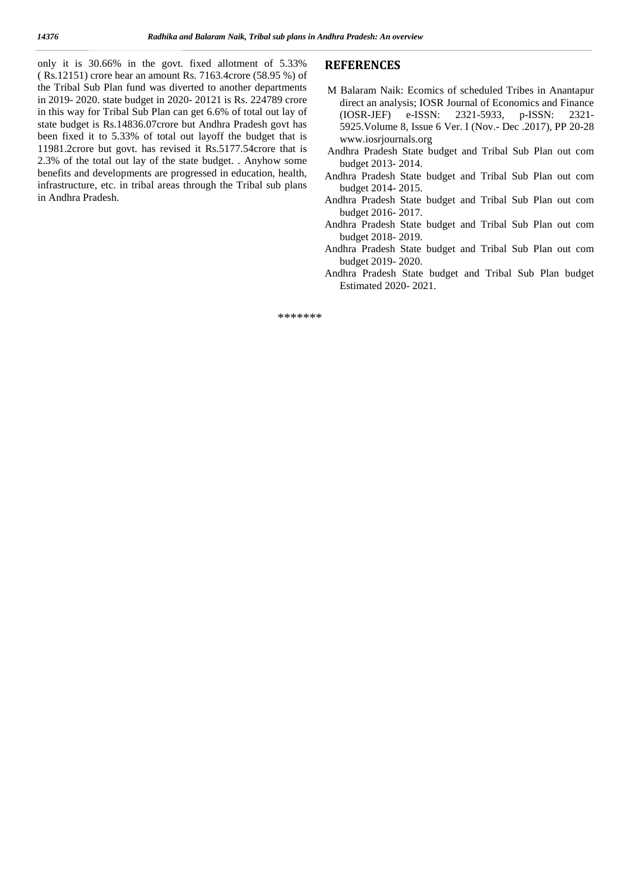only it is 30.66% in the govt. fixed allotment of 5.33% ( Rs.12151) crore hear an amount Rs. 7163.4crore (58.95 %) of the Tribal Sub Plan fund was diverted to another departments in 2019- 2020. state budget in 2020- 20121 is Rs. 224789 crore in this way for Tribal Sub Plan can get 6.6% of total out lay of state budget is Rs.14836.07crore but Andhra Pradesh govt has been fixed it to 5.33% of total out layoff the budget that is 11981.2crore but govt. has revised it Rs.5177.54crore that is 2.3% of the total out lay of the state budget. . Anyhow some benefits and developments are progressed in education, health, infrastructure, etc. in tribal areas through the Tribal sub plans in Andhra Pradesh.

## REFERENCES

M Balaram Naik: Ecomics of scheduled Tribes in Anantapur direct an analysis; IOSR Journal of Economics and Finance (IOSR-JEF) e-ISSN: 2321-5933, p-ISSN: 2321-5925.Volume 8, Issue 6 Ver. I (Nov.- Dec .2017), PP 20-28 www.iosrjournals.org

Andhra Pradesh State budget and Tribal Sub Plan out com budget 2013- 2014.

Andhra Pradesh State budget and Tribal Sub Plan out com budget 2014- 2015.

Andhra Pradesh State budget and Tribal Sub Plan out com budget 2016- 2017.

Andhra Pradesh State budget and Tribal Sub Plan out com budget 2018- 2019.

Andhra Pradesh State budget and Tribal Sub Plan out com budget 2019- 2020.

Andhra Pradesh State budget and Tribal Sub Plan budget Estimated 2020- 2021.

*******